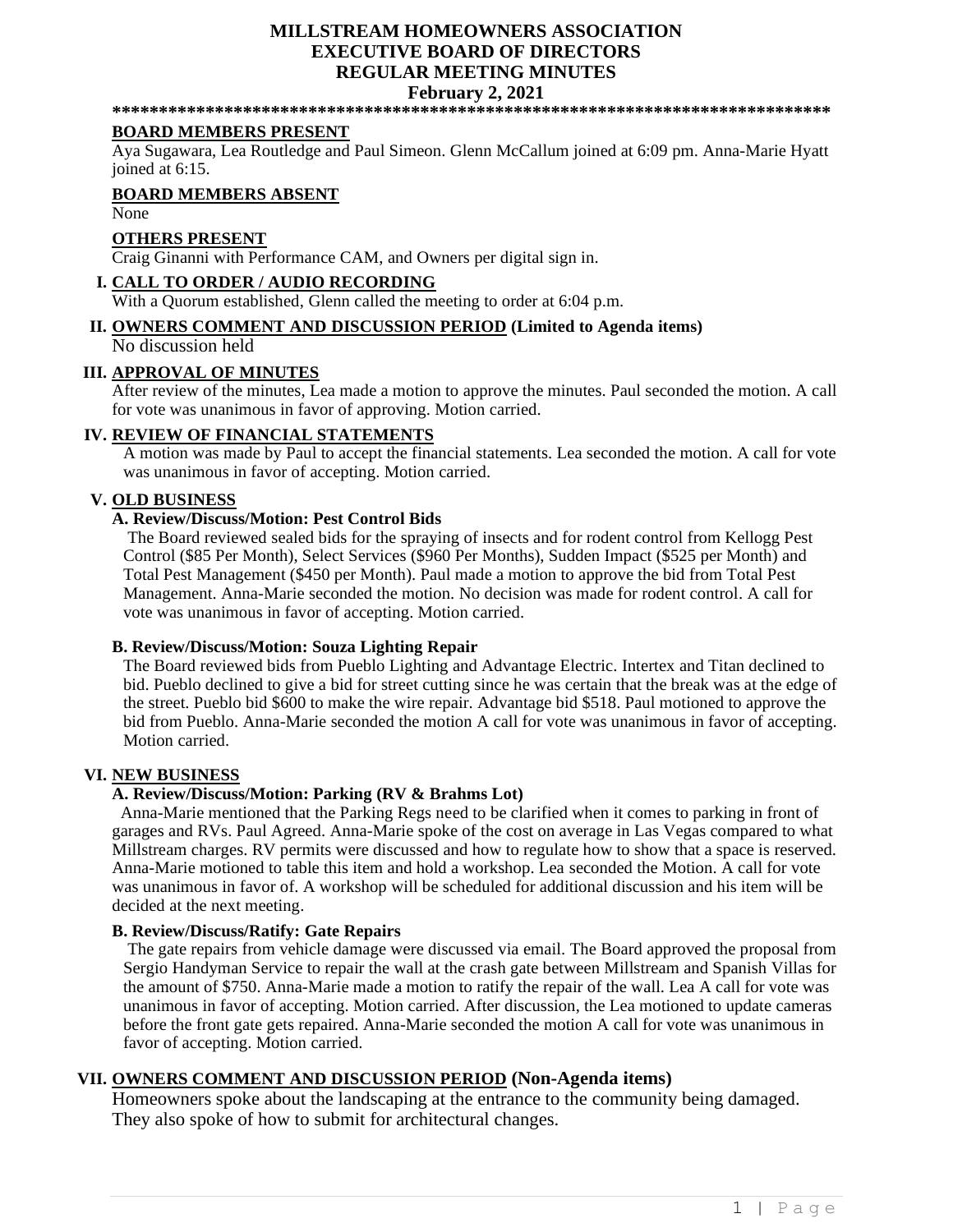# MILLSTREAM HOMEOWNERS ASSOCIATION
# EXECUTIVE BOARD OF DIRECTORS
# REGULAR MEETING MINUTES
## February 2, 2021

*******************************************************************************

**BOARD MEMBERS PRESENT**

Aya Sugawara, Lea Routledge and Paul Simeon. Glenn McCallum joined at 6:09 pm. Anna-Marie Hyatt joined at 6:15.

**BOARD MEMBERS ABSENT**

None

**OTHERS PRESENT**

Craig Ginanni with Performance CAM, and Owners per digital sign in.

**I. CALL TO ORDER / AUDIO RECORDING**

With a Quorum established, Glenn called the meeting to order at 6:04 p.m.

**II. OWNERS COMMENT AND DISCUSSION PERIOD (Limited to Agenda items)**

No discussion held

**III. APPROVAL OF MINUTES**

After review of the minutes, Lea made a motion to approve the minutes. Paul seconded the motion. A call for vote was unanimous in favor of approving. Motion carried.

**IV. REVIEW OF FINANCIAL STATEMENTS**

A motion was made by Paul to accept the financial statements. Lea seconded the motion. A call for vote was unanimous in favor of accepting. Motion carried.

**V. OLD BUSINESS**

**A. Review/Discuss/Motion: Pest Control Bids**

The Board reviewed sealed bids for the spraying of insects and for rodent control from Kellogg Pest Control ($85 Per Month), Select Services ($960 Per Months), Sudden Impact ($525 per Month) and Total Pest Management ($450 per Month). Paul made a motion to approve the bid from Total Pest Management. Anna-Marie seconded the motion. No decision was made for rodent control. A call for vote was unanimous in favor of accepting. Motion carried.

**B. Review/Discuss/Motion: Souza Lighting Repair**

The Board reviewed bids from Pueblo Lighting and Advantage Electric. Intertex and Titan declined to bid. Pueblo declined to give a bid for street cutting since he was certain that the break was at the edge of the street. Pueblo bid $600 to make the wire repair. Advantage bid $518. Paul motioned to approve the bid from Pueblo. Anna-Marie seconded the motion A call for vote was unanimous in favor of accepting. Motion carried.

**VI. NEW BUSINESS**

**A. Review/Discuss/Motion: Parking (RV & Brahms Lot)**

Anna-Marie mentioned that the Parking Regs need to be clarified when it comes to parking in front of garages and RVs. Paul Agreed. Anna-Marie spoke of the cost on average in Las Vegas compared to what Millstream charges. RV permits were discussed and how to regulate how to show that a space is reserved. Anna-Marie motioned to table this item and hold a workshop. Lea seconded the Motion. A call for vote was unanimous in favor of. A workshop will be scheduled for additional discussion and his item will be decided at the next meeting.

**B. Review/Discuss/Ratify: Gate Repairs**

The gate repairs from vehicle damage were discussed via email. The Board approved the proposal from Sergio Handyman Service to repair the wall at the crash gate between Millstream and Spanish Villas for the amount of $750. Anna-Marie made a motion to ratify the repair of the wall. Lea A call for vote was unanimous in favor of accepting. Motion carried. After discussion, the Lea motioned to update cameras before the front gate gets repaired. Anna-Marie seconded the motion A call for vote was unanimous in favor of accepting. Motion carried.

**VII. OWNERS COMMENT AND DISCUSSION PERIOD (Non-Agenda items)**

Homeowners spoke about the landscaping at the entrance to the community being damaged. They also spoke of how to submit for architectural changes.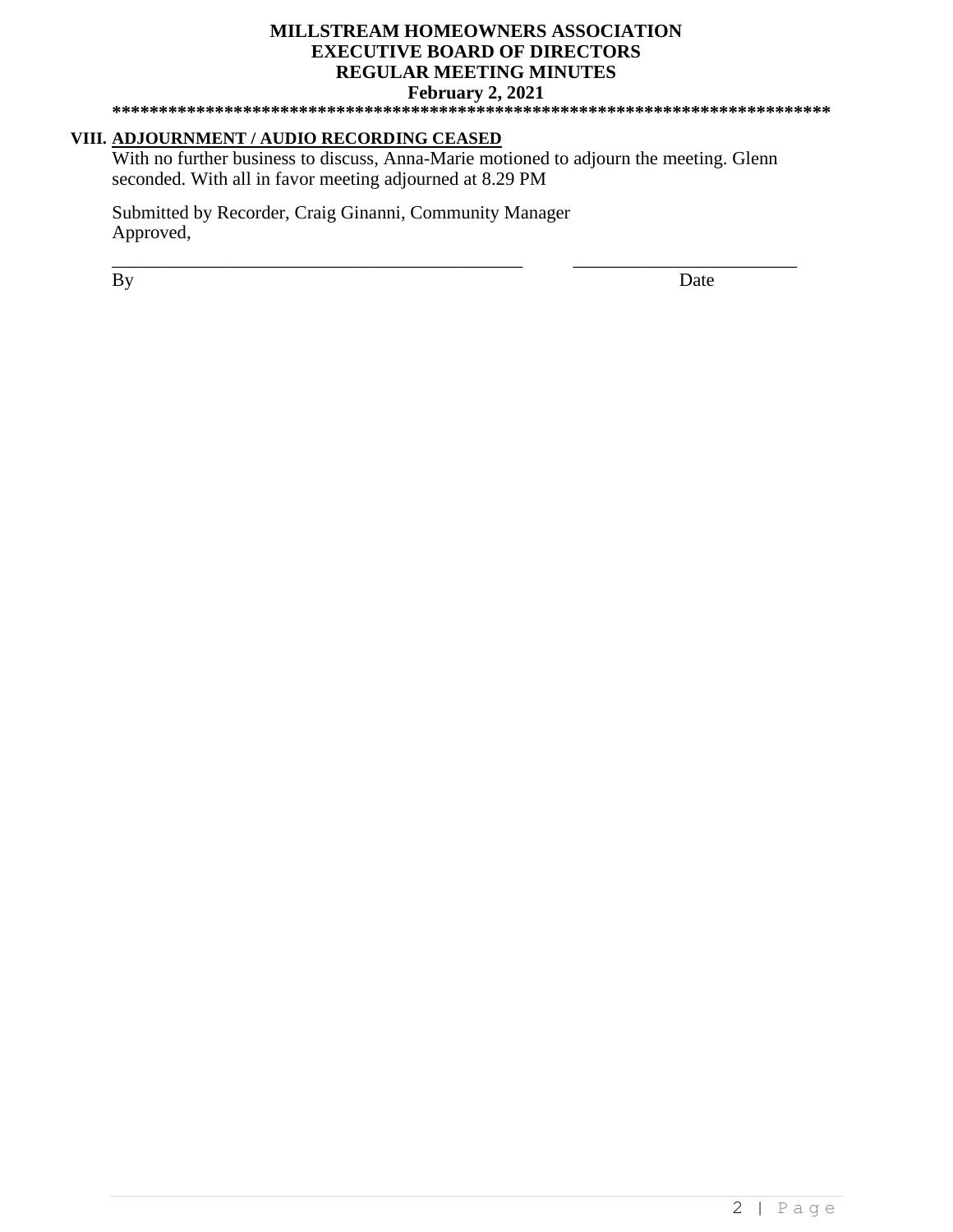**MILLSTREAM HOMEOWNERS ASSOCIATION**
**EXECUTIVE BOARD OF DIRECTORS**
**REGULAR MEETING MINUTES**
**February 2, 2021**

*******************************************************************************

**VIII. ADJOURNMENT / AUDIO RECORDING CEASED**

With no further business to discuss, Anna-Marie motioned to adjourn the meeting. Glenn seconded. With all in favor meeting adjourned at 8.29 PM

Submitted by Recorder, Craig Ginanni, Community Manager
Approved,

_____________________________________________ ________________________

By Date